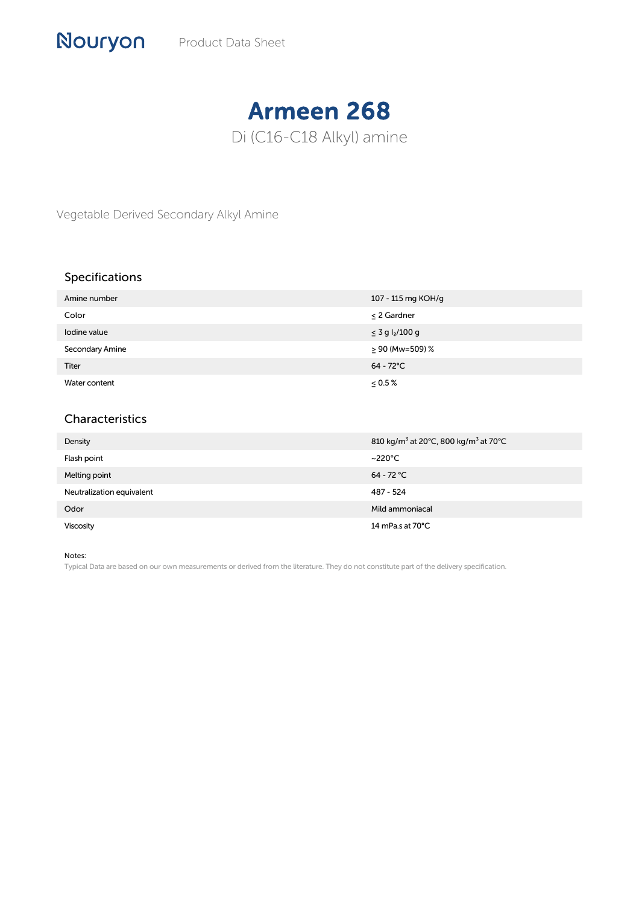Nouryon Product Data Sheet

# Armeen 268

Di (C16-C18 Alkyl) amine

Vegetable Derived Secondary Alkyl Amine

## Specifications

| | |
|---|---|
| Amine number | 107 - 115 mg KOH/g |
| Color | ≤ 2 Gardner |
| Iodine value | ≤ 3 g $I_2$/100 g |
| Secondary Amine | ≥ 90 (Mw=509) % |
| Titer | 64 - 72°C |
| Water content | ≤ 0.5 % |

## Characteristics

| | |
|---|---|
| Density | 810 kg/$m^3$ at 20°C, 800 kg/$m^3$ at 70°C |
| Flash point | ~220°C |
| Melting point | 64 - 72 °C |
| Neutralization equivalent | 487 - 524 |
| Odor | Mild ammoniacal |
| Viscosity | 14 mPa.s at 70°C |

Notes:

Typical Data are based on our own measurements or derived from the literature. They do not constitute part of the delivery specification.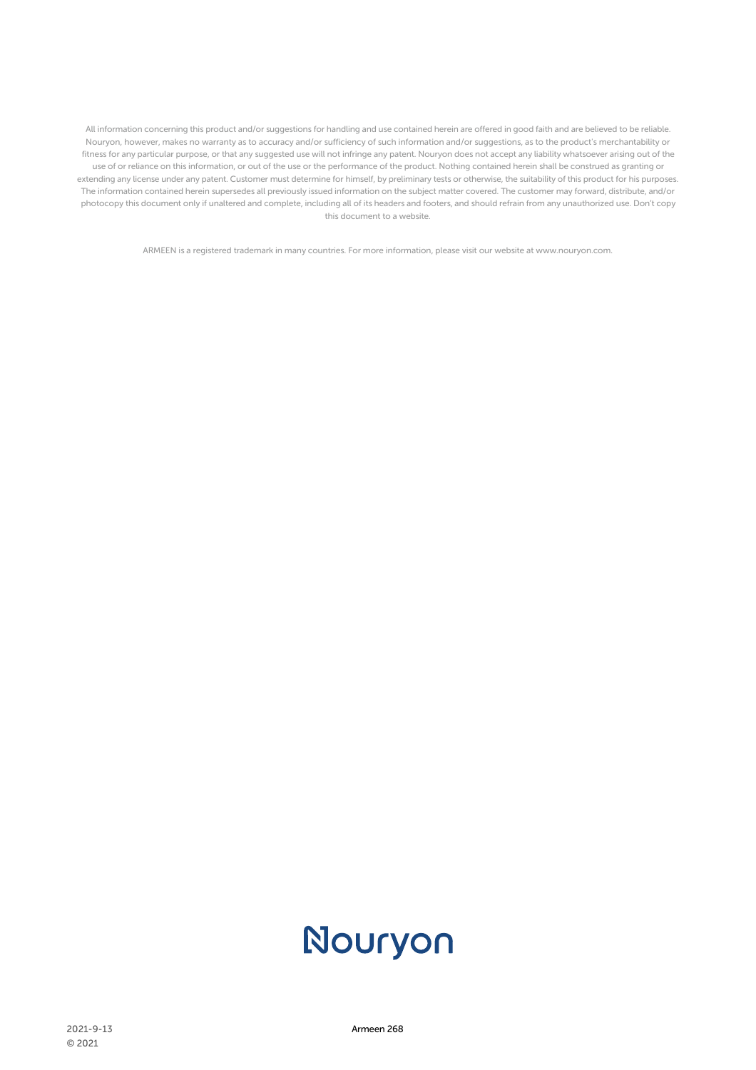All information concerning this product and/or suggestions for handling and use contained herein are offered in good faith and are believed to be reliable. Nouryon, however, makes no warranty as to accuracy and/or sufficiency of such information and/or suggestions, as to the product's merchantability or fitness for any particular purpose, or that any suggested use will not infringe any patent. Nouryon does not accept any liability whatsoever arising out of the use of or reliance on this information, or out of the use or the performance of the product. Nothing contained herein shall be construed as granting or extending any license under any patent. Customer must determine for himself, by preliminary tests or otherwise, the suitability of this product for his purposes. The information contained herein supersedes all previously issued information on the subject matter covered. The customer may forward, distribute, and/or photocopy this document only if unaltered and complete, including all of its headers and footers, and should refrain from any unauthorized use. Don't copy this document to a website.

ARMEEN is a registered trademark in many countries. For more information, please visit our website at www.nouryon.com.

Nouryon

2021-9-13
© 2021

Armeen 268